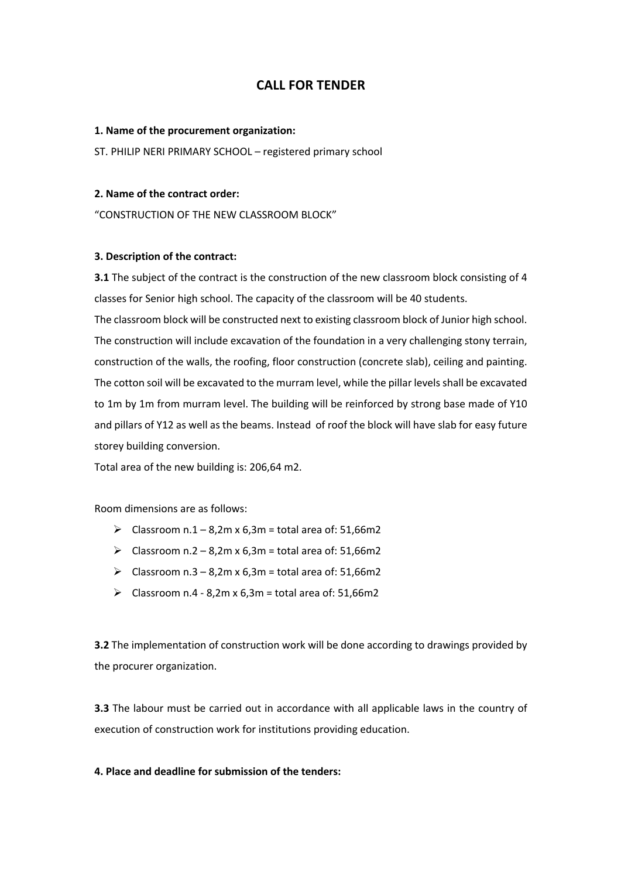# CALL FOR TENDER

**1. Name of the procurement organization:**

ST. PHILIP NERI PRIMARY SCHOOL – registered primary school

**2. Name of the contract order:**

"CONSTRUCTION OF THE NEW CLASSROOM BLOCK"

**3. Description of the contract:**

**3.1** The subject of the contract is the construction of the new classroom block consisting of 4 classes for Senior high school. The capacity of the classroom will be 40 students.

The classroom block will be constructed next to existing classroom block of Junior high school. The construction will include excavation of the foundation in a very challenging stony terrain, construction of the walls, the roofing, floor construction (concrete slab), ceiling and painting. The cotton soil will be excavated to the murram level, while the pillar levels shall be excavated to 1m by 1m from murram level. The building will be reinforced by strong base made of Y10 and pillars of Y12 as well as the beams. Instead of roof the block will have slab for easy future storey building conversion.

Total area of the new building is: 206,64 m2.

Room dimensions are as follows:

- Classroom n.1 – 8,2m x 6,3m = total area of: 51,66m2
- Classroom n.2 – 8,2m x 6,3m = total area of: 51,66m2
- Classroom n.3 – 8,2m x 6,3m = total area of: 51,66m2
- Classroom n.4 - 8,2m x 6,3m = total area of: 51,66m2

**3.2** The implementation of construction work will be done according to drawings provided by the procurer organization.

**3.3** The labour must be carried out in accordance with all applicable laws in the country of execution of construction work for institutions providing education.

**4. Place and deadline for submission of the tenders:**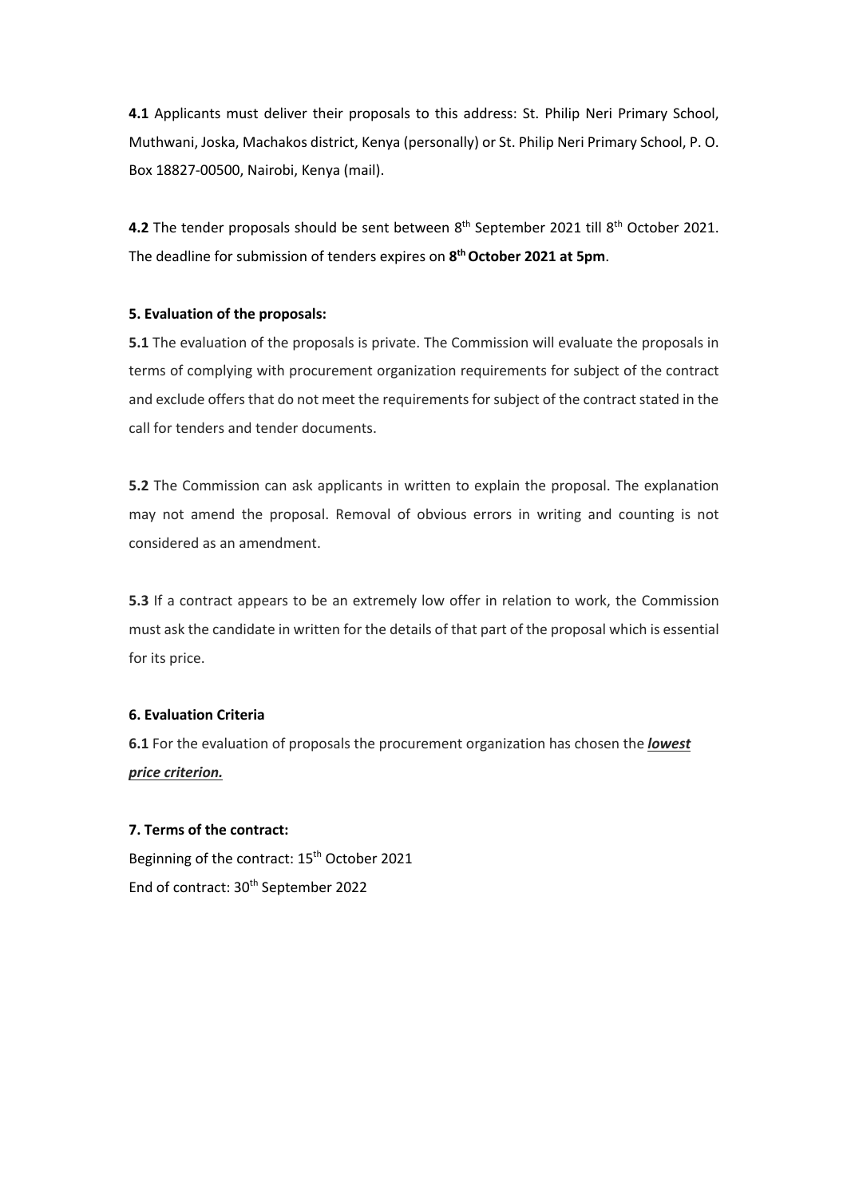**4.1** Applicants must deliver their proposals to this address: St. Philip Neri Primary School, Muthwani, Joska, Machakos district, Kenya (personally) or St. Philip Neri Primary School, P. O. Box 18827-00500, Nairobi, Kenya (mail).

**4.2** The tender proposals should be sent between 8th September 2021 till 8th October 2021. The deadline for submission of tenders expires on **8th October 2021 at 5pm**.

**5. Evaluation of the proposals:**

**5.1** The evaluation of the proposals is private. The Commission will evaluate the proposals in terms of complying with procurement organization requirements for subject of the contract and exclude offers that do not meet the requirements for subject of the contract stated in the call for tenders and tender documents.

**5.2** The Commission can ask applicants in written to explain the proposal. The explanation may not amend the proposal. Removal of obvious errors in writing and counting is not considered as an amendment.

**5.3** If a contract appears to be an extremely low offer in relation to work, the Commission must ask the candidate in written for the details of that part of the proposal which is essential for its price.

**6. Evaluation Criteria**

**6.1** For the evaluation of proposals the procurement organization has chosen the ***lowest price criterion.***

**7. Terms of the contract:**

Beginning of the contract: 15th October 2021

End of contract: 30th September 2022